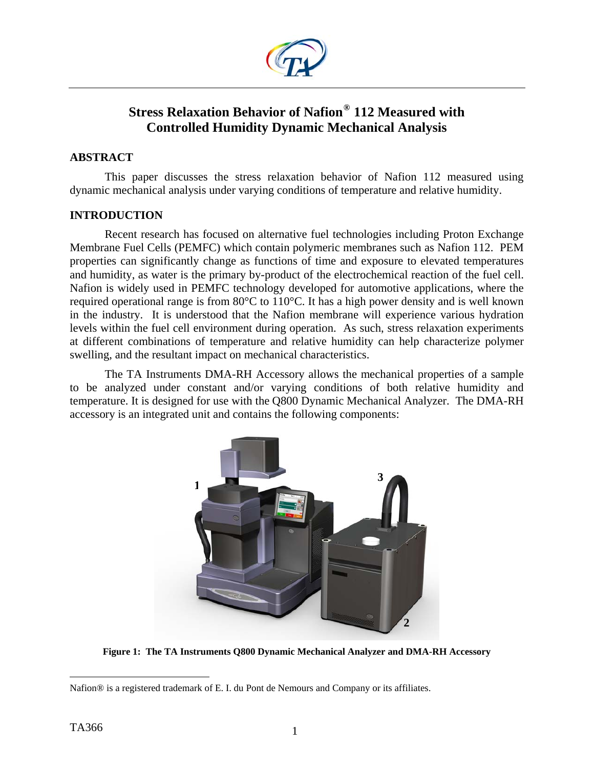# Stress Relaxation Behavior of Nafion® 112 Measured with Controlled Humidity Dynamic Mechanical Analysis

## ABSTRACT

This paper discusses the stress relaxation behavior of Nafion 112 measured using dynamic mechanical analysis under varying conditions of temperature and relative humidity.

## INTRODUCTION

Recent research has focused on alternative fuel technologies including Proton Exchange Membrane Fuel Cells (PEMFC) which contain polymeric membranes such as Nafion 112. PEM properties can significantly change as functions of time and exposure to elevated temperatures and humidity, as water is the primary by-product of the electrochemical reaction of the fuel cell. Nafion is widely used in PEMFC technology developed for automotive applications, where the required operational range is from 80°C to 110°C. It has a high power density and is well known in the industry. It is understood that the Nafion membrane will experience various hydration levels within the fuel cell environment during operation. As such, stress relaxation experiments at different combinations of temperature and relative humidity can help characterize polymer swelling, and the resultant impact on mechanical characteristics.

The TA Instruments DMA-RH Accessory allows the mechanical properties of a sample to be analyzed under constant and/or varying conditions of both relative humidity and temperature. It is designed for use with the Q800 Dynamic Mechanical Analyzer. The DMA-RH accessory is an integrated unit and contains the following components:

1

3

2

**Figure 1: The TA Instruments Q800 Dynamic Mechanical Analyzer and DMA-RH Accessory**

Nafion® is a registered trademark of E. I. du Pont de Nemours and Company or its affiliates.

TA366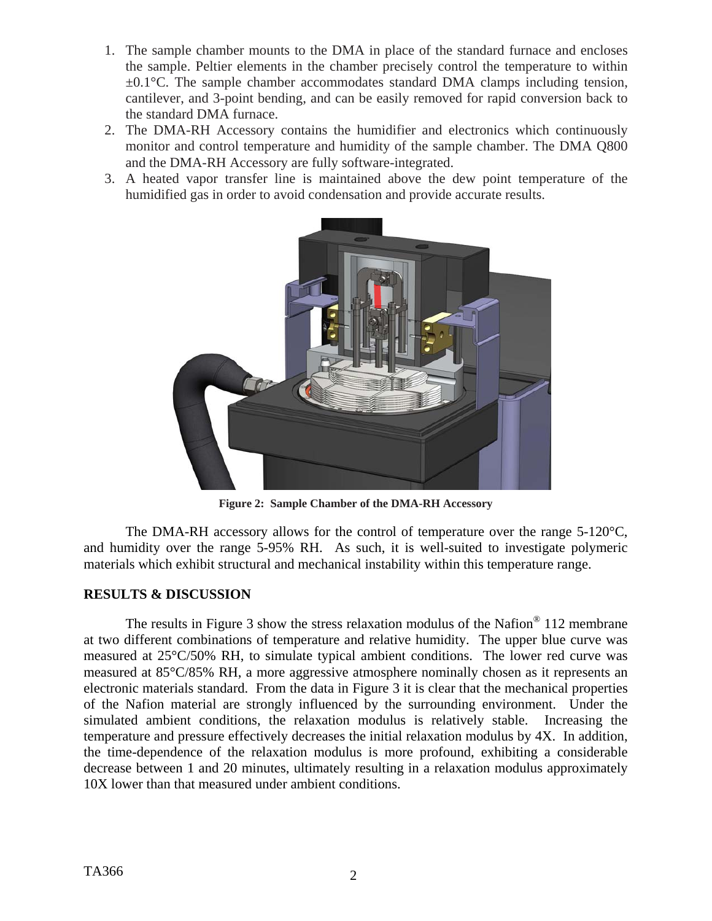1. The sample chamber mounts to the DMA in place of the standard furnace and encloses the sample. Peltier elements in the chamber precisely control the temperature to within ±0.1°C. The sample chamber accommodates standard DMA clamps including tension, cantilever, and 3-point bending, and can be easily removed for rapid conversion back to the standard DMA furnace.
2. The DMA-RH Accessory contains the humidifier and electronics which continuously monitor and control temperature and humidity of the sample chamber. The DMA Q800 and the DMA-RH Accessory are fully software-integrated.
3. A heated vapor transfer line is maintained above the dew point temperature of the humidified gas in order to avoid condensation and provide accurate results.

**Figure 2: Sample Chamber of the DMA-RH Accessory**

The DMA-RH accessory allows for the control of temperature over the range 5-120°C, and humidity over the range 5-95% RH. As such, it is well-suited to investigate polymeric materials which exhibit structural and mechanical instability within this temperature range.

## RESULTS & DISCUSSION

The results in Figure 3 show the stress relaxation modulus of the Nafion® 112 membrane at two different combinations of temperature and relative humidity. The upper blue curve was measured at 25°C/50% RH, to simulate typical ambient conditions. The lower red curve was measured at 85°C/85% RH, a more aggressive atmosphere nominally chosen as it represents an electronic materials standard. From the data in Figure 3 it is clear that the mechanical properties of the Nafion material are strongly influenced by the surrounding environment. Under the simulated ambient conditions, the relaxation modulus is relatively stable. Increasing the temperature and pressure effectively decreases the initial relaxation modulus by 4X. In addition, the time-dependence of the relaxation modulus is more profound, exhibiting a considerable decrease between 1 and 20 minutes, ultimately resulting in a relaxation modulus approximately 10X lower than that measured under ambient conditions.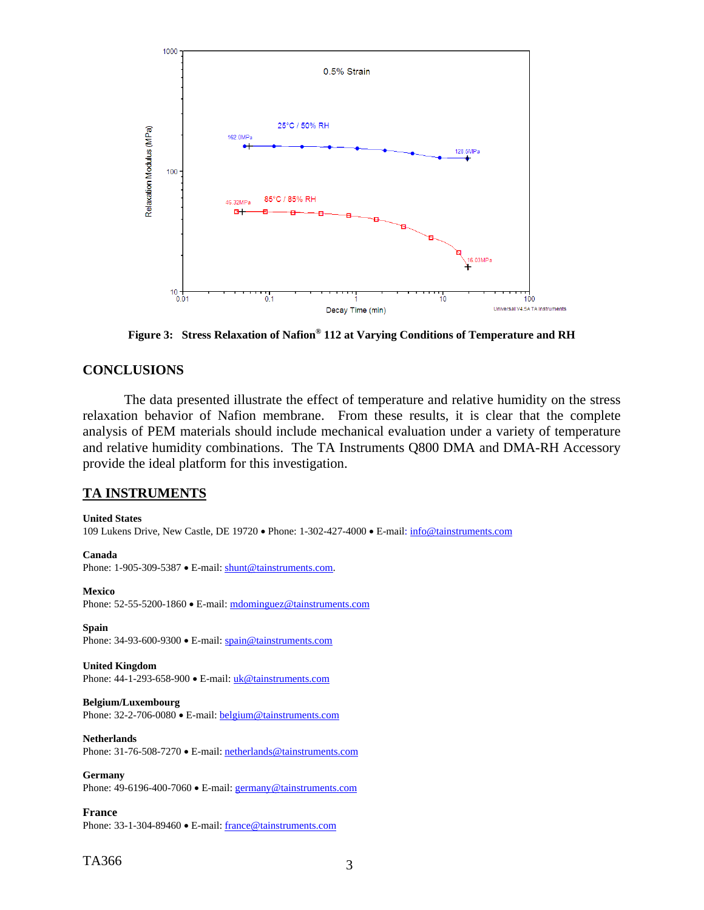0.5% Strain

25°C / 50% RH

162.0MPa

128.5MPa

85°C / 85% RH

46.32MPa

16.03MPa

Relaxation Modulus (MPa)

1000

100

10

0.01

0.1

1

10

100

Decay Time (min)

Universal V4.5A TA Instruments

**Figure 3: Stress Relaxation of Nafion® 112 at Varying Conditions of Temperature and RH**

## CONCLUSIONS

The data presented illustrate the effect of temperature and relative humidity on the stress relaxation behavior of Nafion membrane. From these results, it is clear that the complete analysis of PEM materials should include mechanical evaluation under a variety of temperature and relative humidity combinations. The TA Instruments Q800 DMA and DMA-RH Accessory provide the ideal platform for this investigation.

## TA INSTRUMENTS

**United States**
109 Lukens Drive, New Castle, DE 19720 • Phone: 1-302-427-4000 • E-mail: info@tainstruments.com

**Canada**
Phone: 1-905-309-5387 • E-mail: shunt@tainstruments.com.

**Mexico**
Phone: 52-55-5200-1860 • E-mail: mdominguez@tainstruments.com

**Spain**
Phone: 34-93-600-9300 • E-mail: spain@tainstruments.com

**United Kingdom**
Phone: 44-1-293-658-900 • E-mail: uk@tainstruments.com

**Belgium/Luxembourg**
Phone: 32-2-706-0080 • E-mail: belgium@tainstruments.com

**Netherlands**
Phone: 31-76-508-7270 • E-mail: netherlands@tainstruments.com

**Germany**
Phone: 49-6196-400-7060 • E-mail: germany@tainstruments.com

**France**
Phone: 33-1-304-89460 • E-mail: france@tainstruments.com

TA366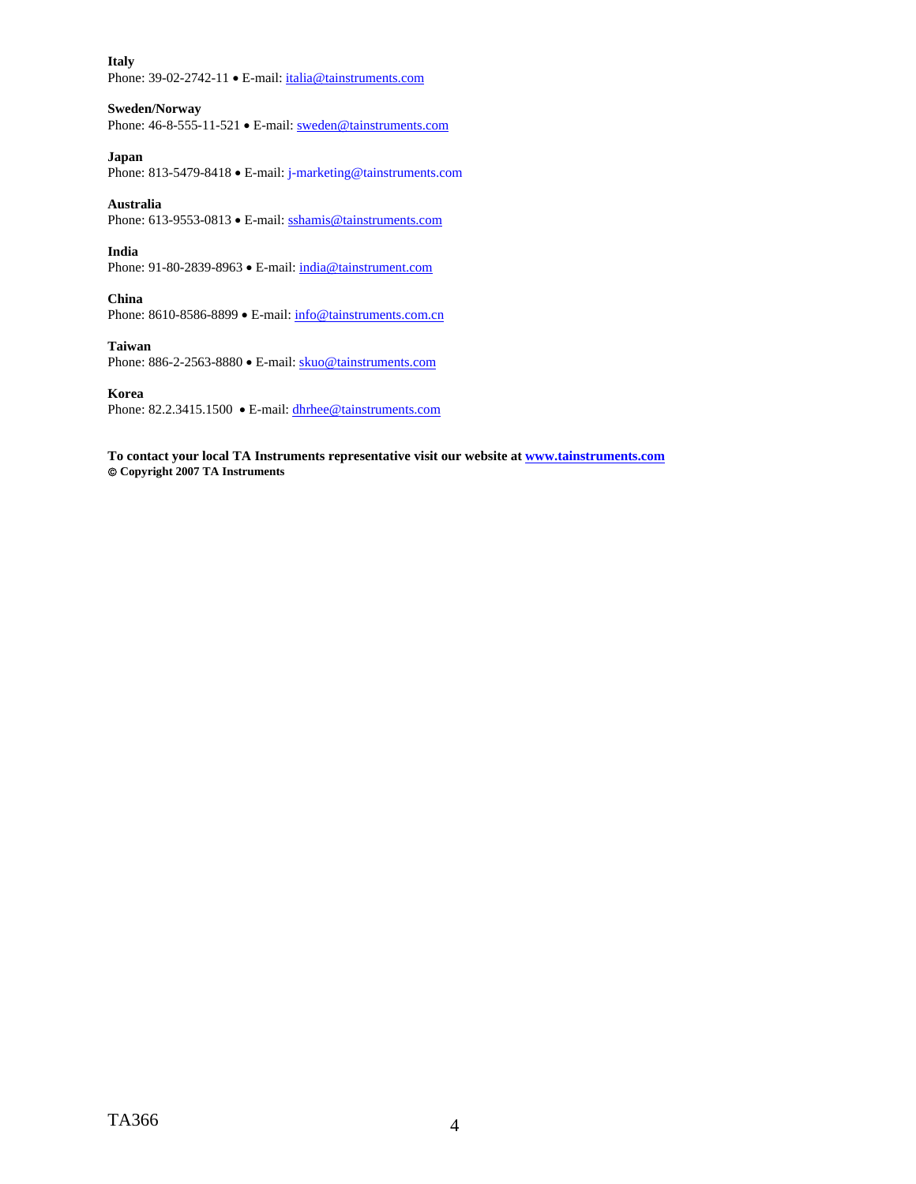**Italy**
Phone: 39-02-2742-11 • E-mail: italia@tainstruments.com

**Sweden/Norway**
Phone: 46-8-555-11-521 • E-mail: sweden@tainstruments.com

**Japan**
Phone: 813-5479-8418 • E-mail: j-marketing@tainstruments.com

**Australia**
Phone: 613-9553-0813 • E-mail: sshamis@tainstruments.com

**India**
Phone: 91-80-2839-8963 • E-mail: india@tainstrument.com

**China**
Phone: 8610-8586-8899 • E-mail: info@tainstruments.com.cn

**Taiwan**
Phone: 886-2-2563-8880 • E-mail: skuo@tainstruments.com

**Korea**
Phone: 82.2.3415.1500 • E-mail: dhrhee@tainstruments.com

**To contact your local TA Instruments representative visit our website at www.tainstruments.com**
**© Copyright 2007 TA Instruments**

TA366